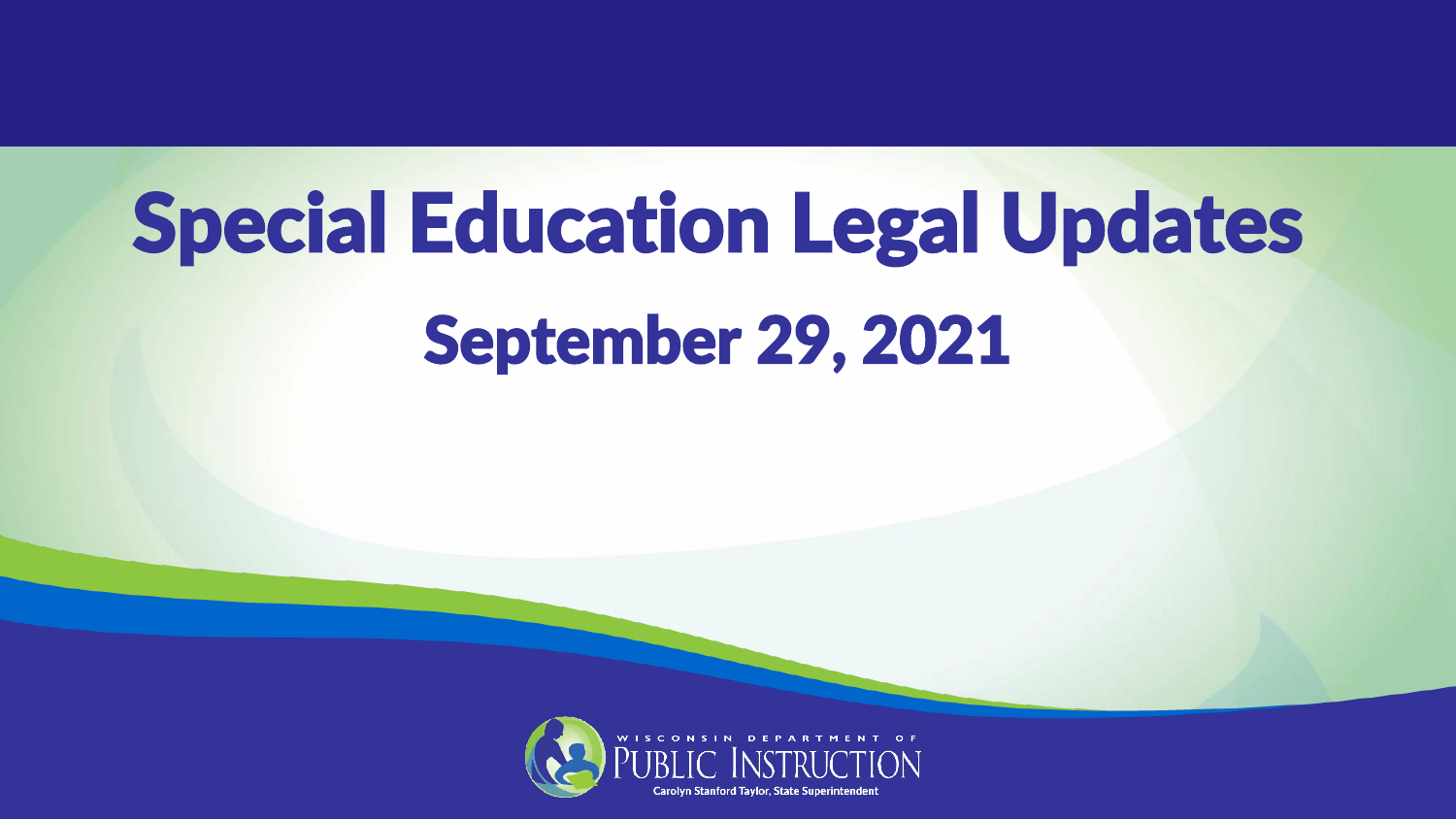# Special Education Legal Updates

## September 29, 2021

WISCONSIN DEPARTMENT OF PUBLIC INSTRUCTION

Carolyn Stanford Taylor, State Superintendent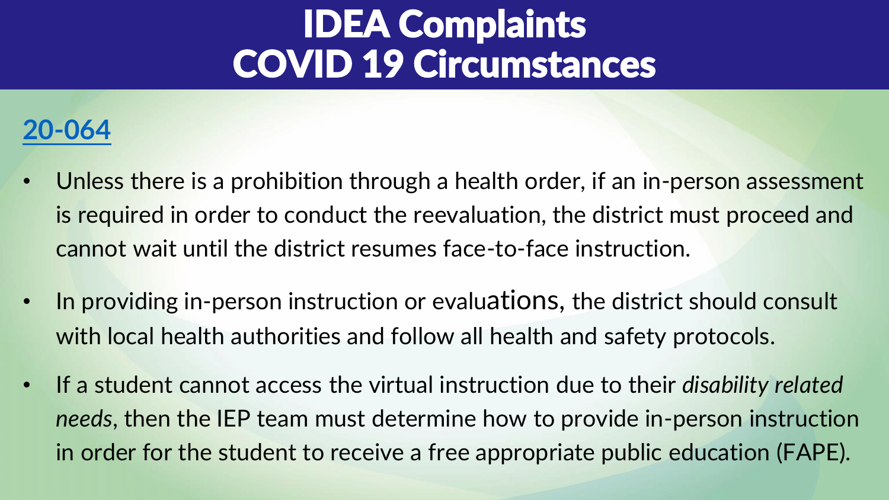# IDEA Complaints COVID 19 Circumstances

## 20-064

- Unless there is a prohibition through a health order, if an in-person assessment is required in order to conduct the reevaluation, the district must proceed and cannot wait until the district resumes face-to-face instruction.
- In providing in-person instruction or evaluations, the district should consult with local health authorities and follow all health and safety protocols.
- If a student cannot access the virtual instruction due to their *disability related needs*, then the IEP team must determine how to provide in-person instruction in order for the student to receive a free appropriate public education (FAPE).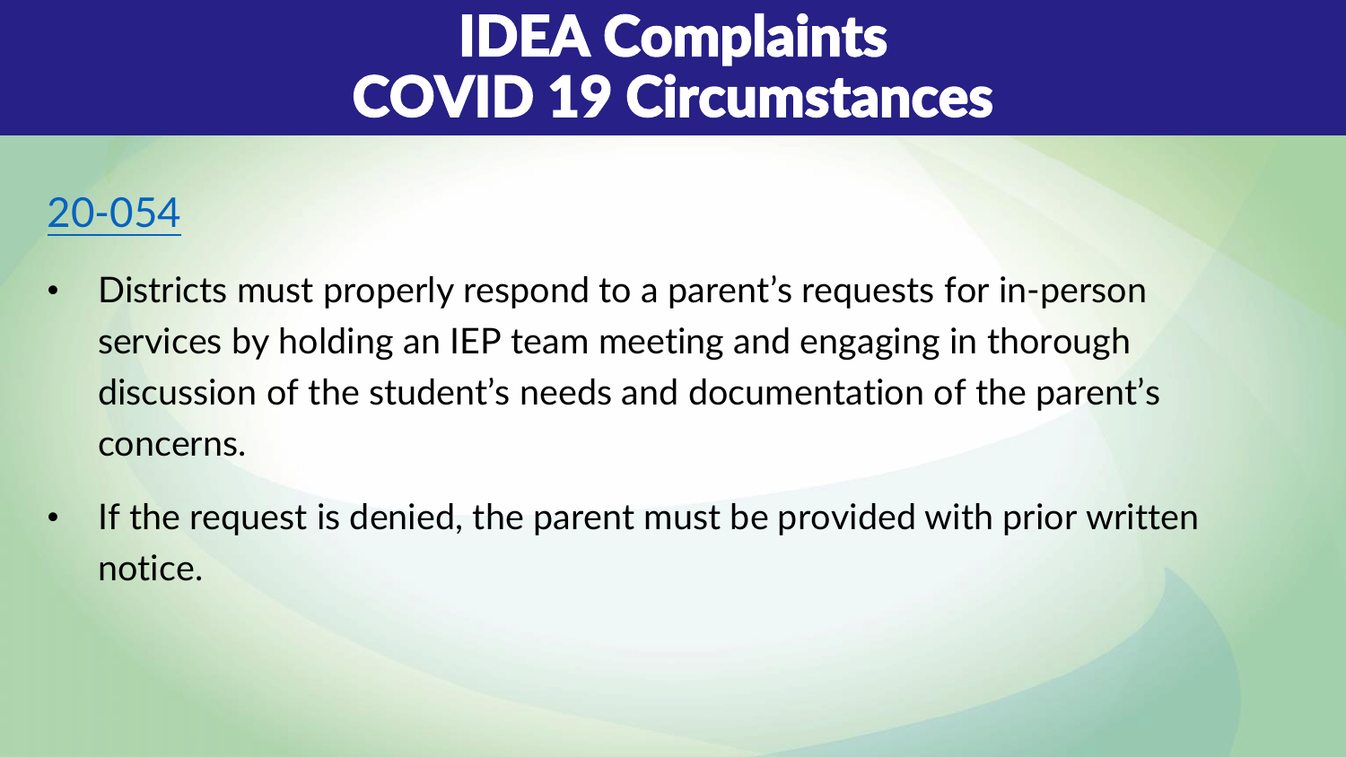# IDEA Complaints COVID 19 Circumstances

20-054

- Districts must properly respond to a parent's requests for in-person services by holding an IEP team meeting and engaging in thorough discussion of the student's needs and documentation of the parent's concerns.
- If the request is denied, the parent must be provided with prior written notice.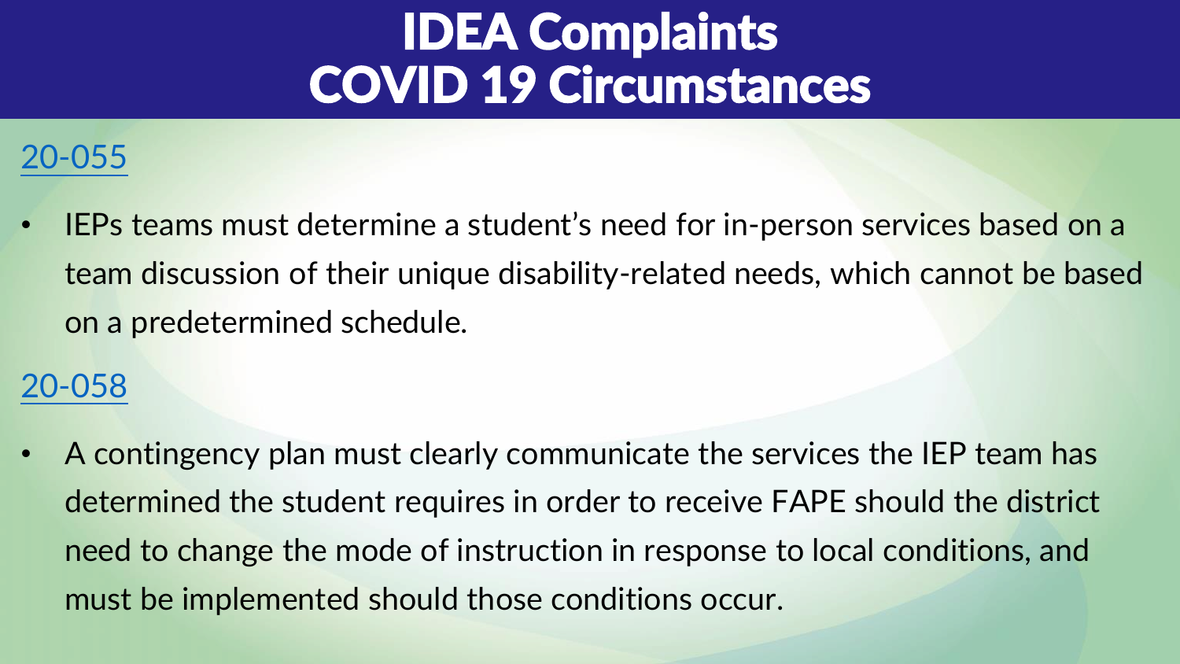# IDEA Complaints
# COVID 19 Circumstances

[20-055]

- IEPs teams must determine a student's need for in-person services based on a team discussion of their unique disability-related needs, which cannot be based on a predetermined schedule.

[20-058]

- A contingency plan must clearly communicate the services the IEP team has determined the student requires in order to receive FAPE should the district need to change the mode of instruction in response to local conditions, and must be implemented should those conditions occur.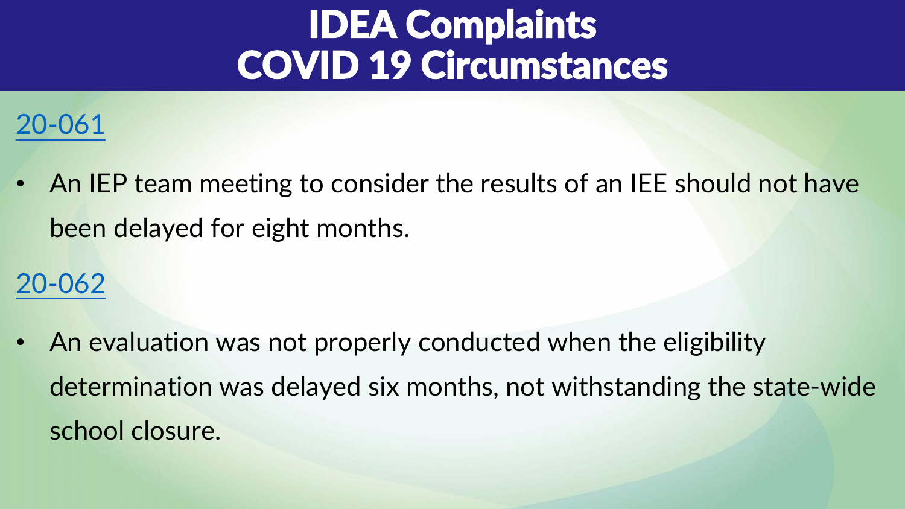# IDEA Complaints COVID 19 Circumstances

[20-061]

- An IEP team meeting to consider the results of an IEE should not have been delayed for eight months.

[20-062]

- An evaluation was not properly conducted when the eligibility determination was delayed six months, not withstanding the state-wide school closure.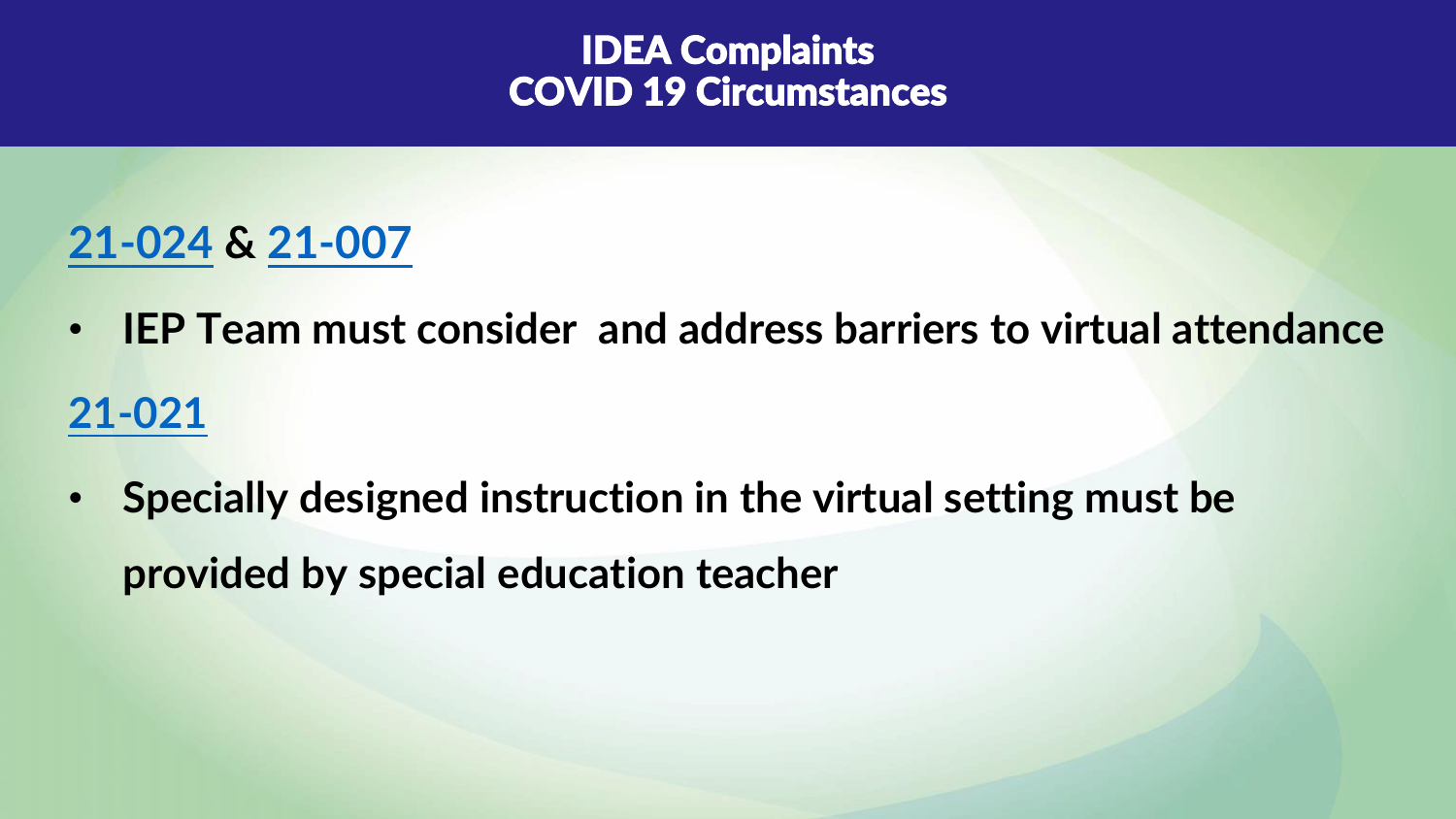# IDEA Complaints
# COVID 19 Circumstances

**21-024 & 21-007**

- **IEP Team must consider and address barriers to virtual attendance**

**21-021**

- **Specially designed instruction in the virtual setting must be provided by special education teacher**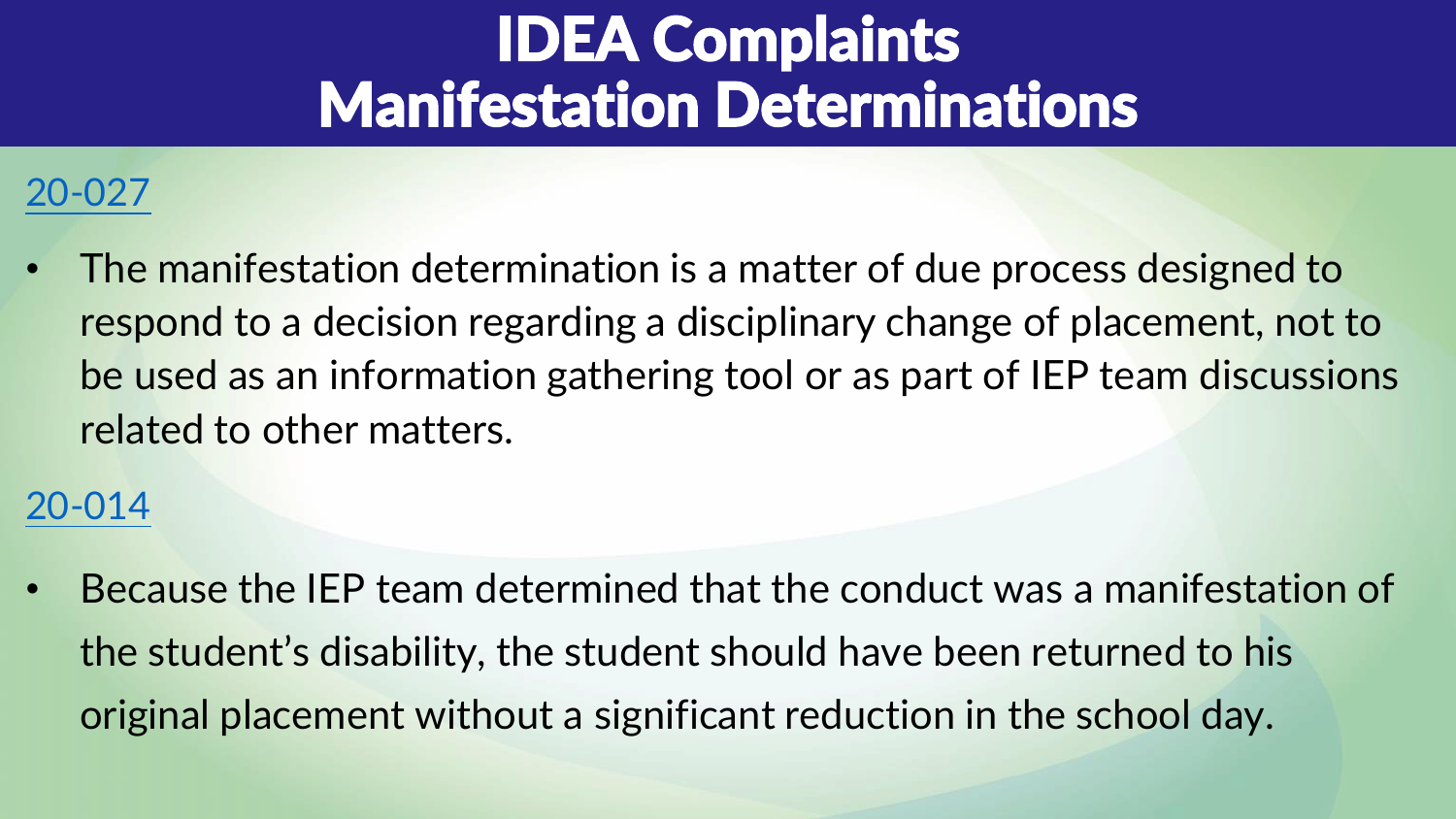# IDEA Complaints Manifestation Determinations

20-027

- The manifestation determination is a matter of due process designed to respond to a decision regarding a disciplinary change of placement, not to be used as an information gathering tool or as part of IEP team discussions related to other matters.

20-014

- Because the IEP team determined that the conduct was a manifestation of the student's disability, the student should have been returned to his original placement without a significant reduction in the school day.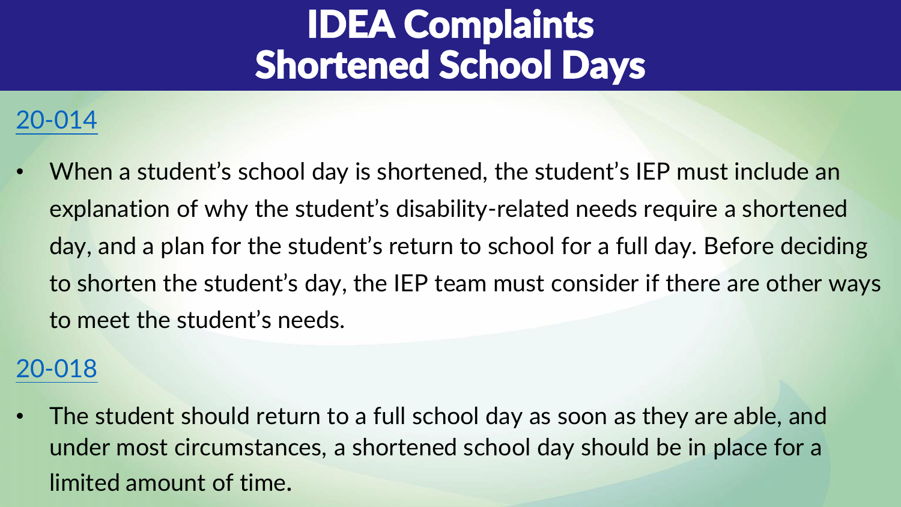# IDEA Complaints Shortened School Days

## 20-014

- When a student's school day is shortened, the student's IEP must include an explanation of why the student's disability-related needs require a shortened day, and a plan for the student's return to school for a full day. Before deciding to shorten the student's day, the IEP team must consider if there are other ways to meet the student's needs.

## 20-018

- The student should return to a full school day as soon as they are able, and under most circumstances, a shortened school day should be in place for a limited amount of time.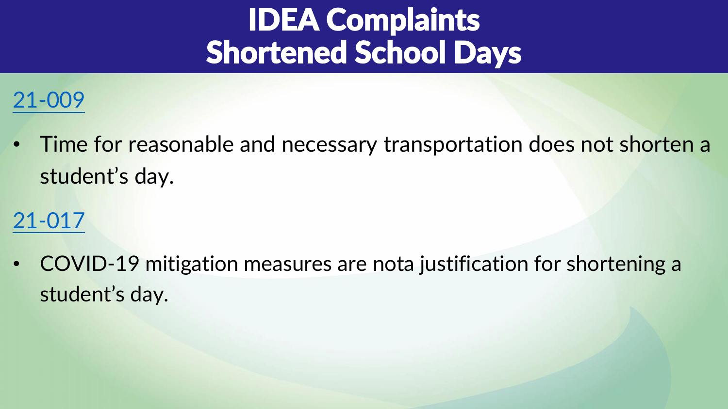# IDEA Complaints Shortened School Days

## 21-009

- Time for reasonable and necessary transportation does not shorten a student's day.

## 21-017

- COVID-19 mitigation measures are nota justification for shortening a student's day.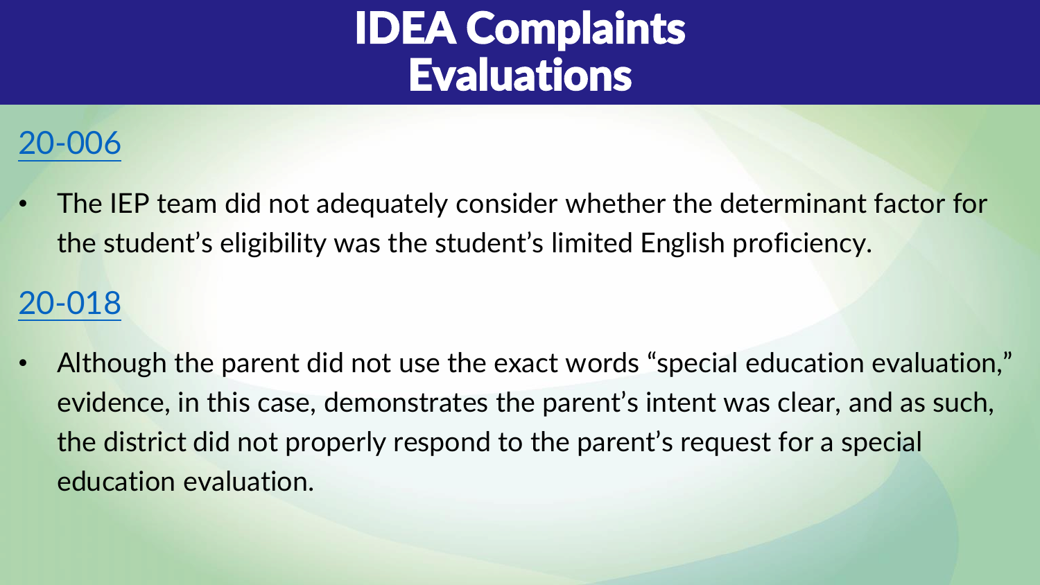# IDEA Complaints Evaluations

## 20-006

- The IEP team did not adequately consider whether the determinant factor for the student's eligibility was the student's limited English proficiency.

## 20-018

- Although the parent did not use the exact words "special education evaluation," evidence, in this case, demonstrates the parent's intent was clear, and as such, the district did not properly respond to the parent's request for a special education evaluation.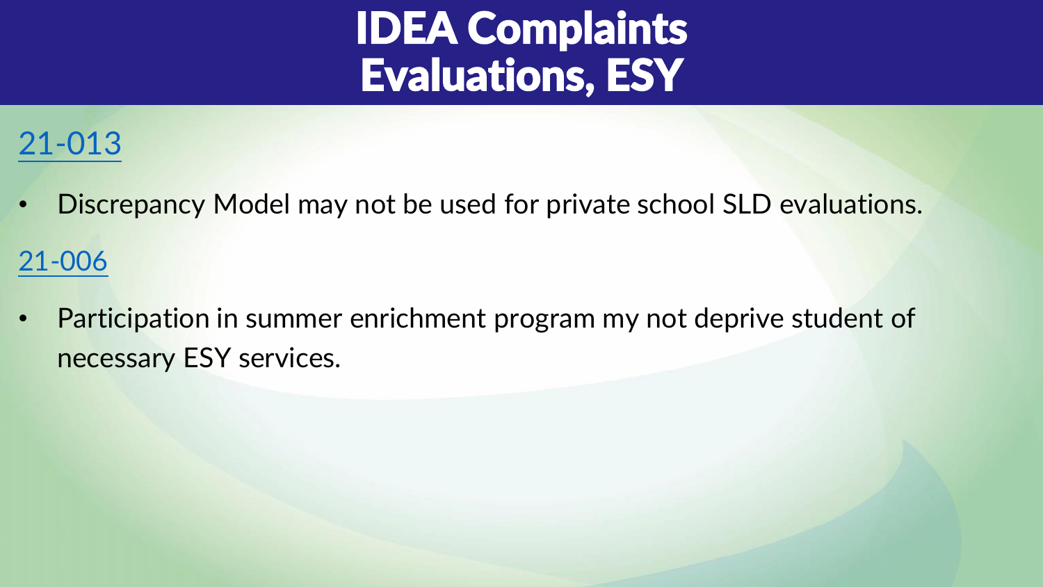# IDEA Complaints Evaluations, ESY

21-013

- Discrepancy Model may not be used for private school SLD evaluations.

21-006

- Participation in summer enrichment program my not deprive student of necessary ESY services.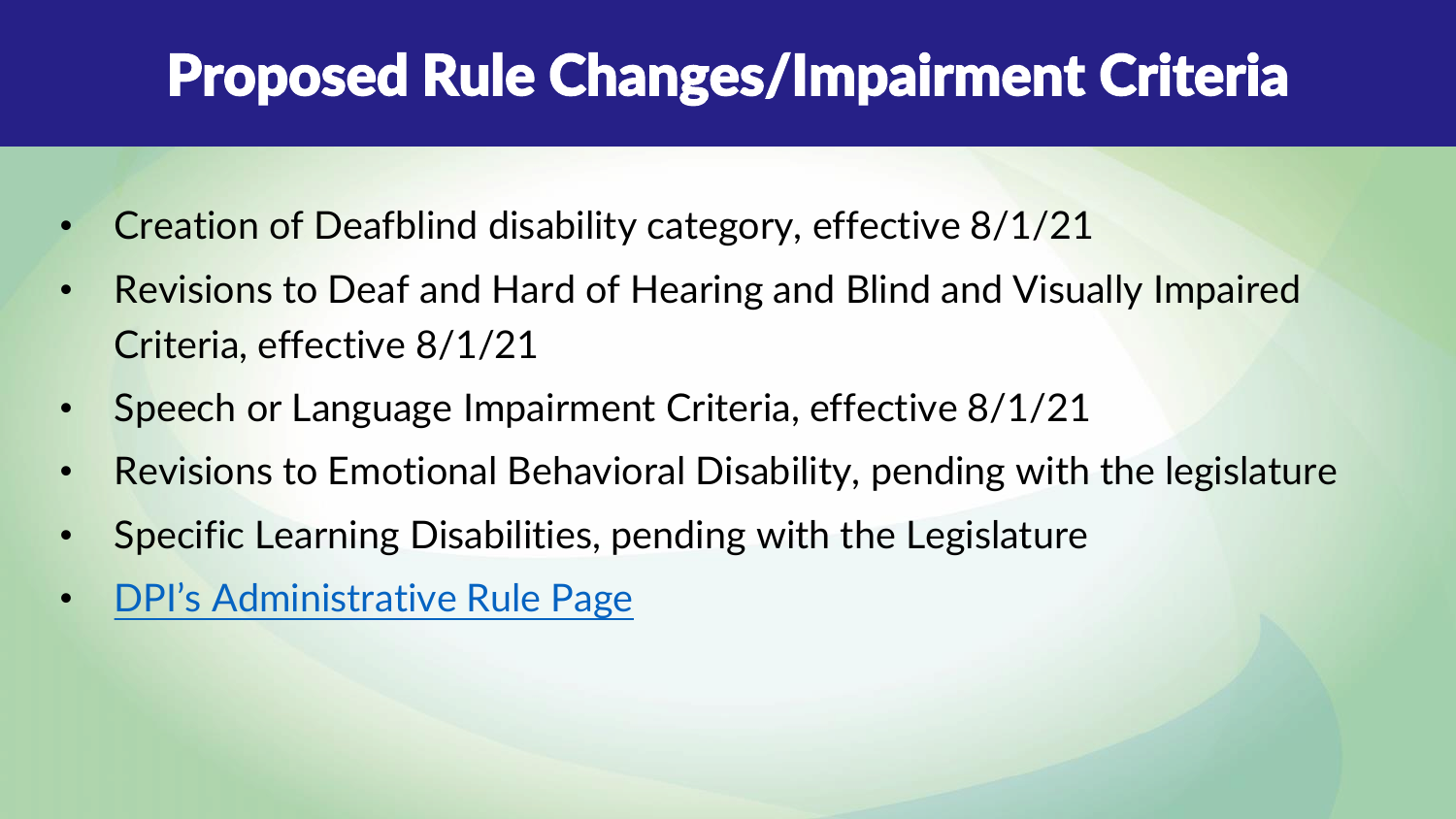# Proposed Rule Changes/Impairment Criteria

- Creation of Deafblind disability category, effective 8/1/21
- Revisions to Deaf and Hard of Hearing and Blind and Visually Impaired Criteria, effective 8/1/21
- Speech or Language Impairment Criteria, effective 8/1/21
- Revisions to Emotional Behavioral Disability, pending with the legislature
- Specific Learning Disabilities, pending with the Legislature
- DPI's Administrative Rule Page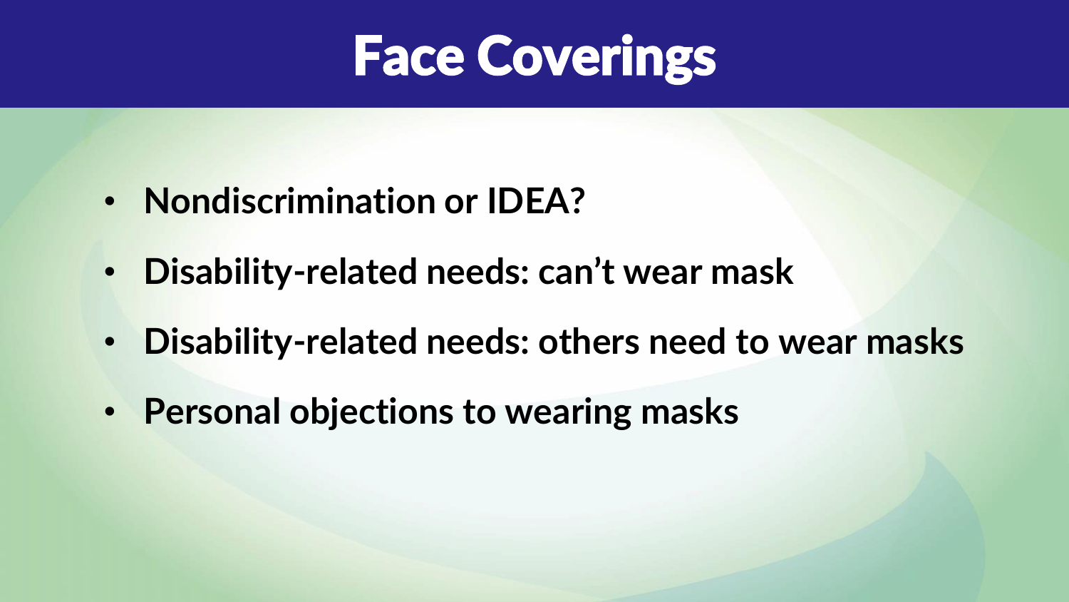# Face Coverings

- **Nondiscrimination or IDEA?**
- **Disability-related needs: can't wear mask**
- **Disability-related needs: others need to wear masks**
- **Personal objections to wearing masks**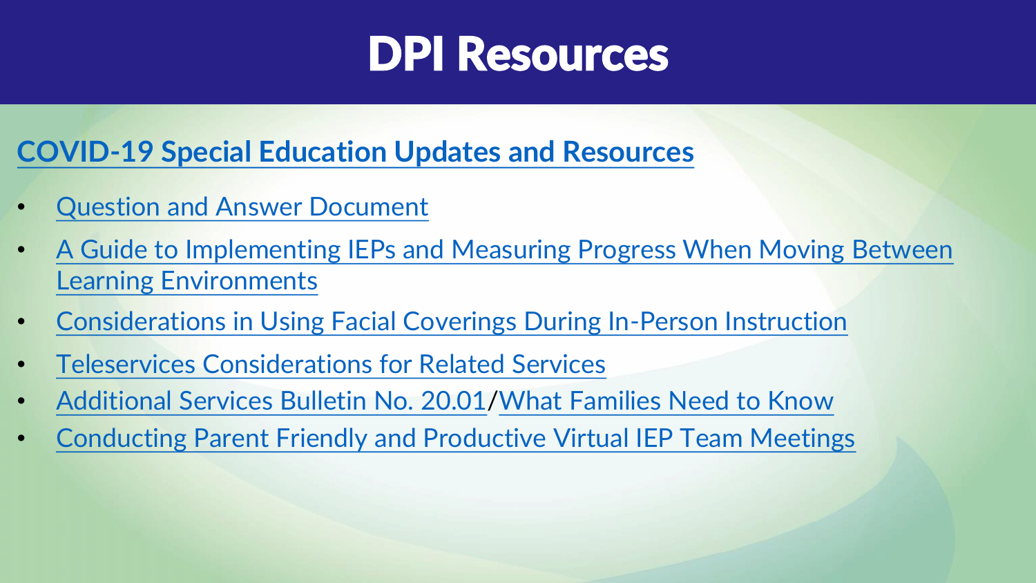# DPI Resources

## COVID-19 Special Education Updates and Resources

- Question and Answer Document
- A Guide to Implementing IEPs and Measuring Progress When Moving Between Learning Environments
- Considerations in Using Facial Coverings During In-Person Instruction
- Teleservices Considerations for Related Services
- Additional Services Bulletin No. 20.01/What Families Need to Know
- Conducting Parent Friendly and Productive Virtual IEP Team Meetings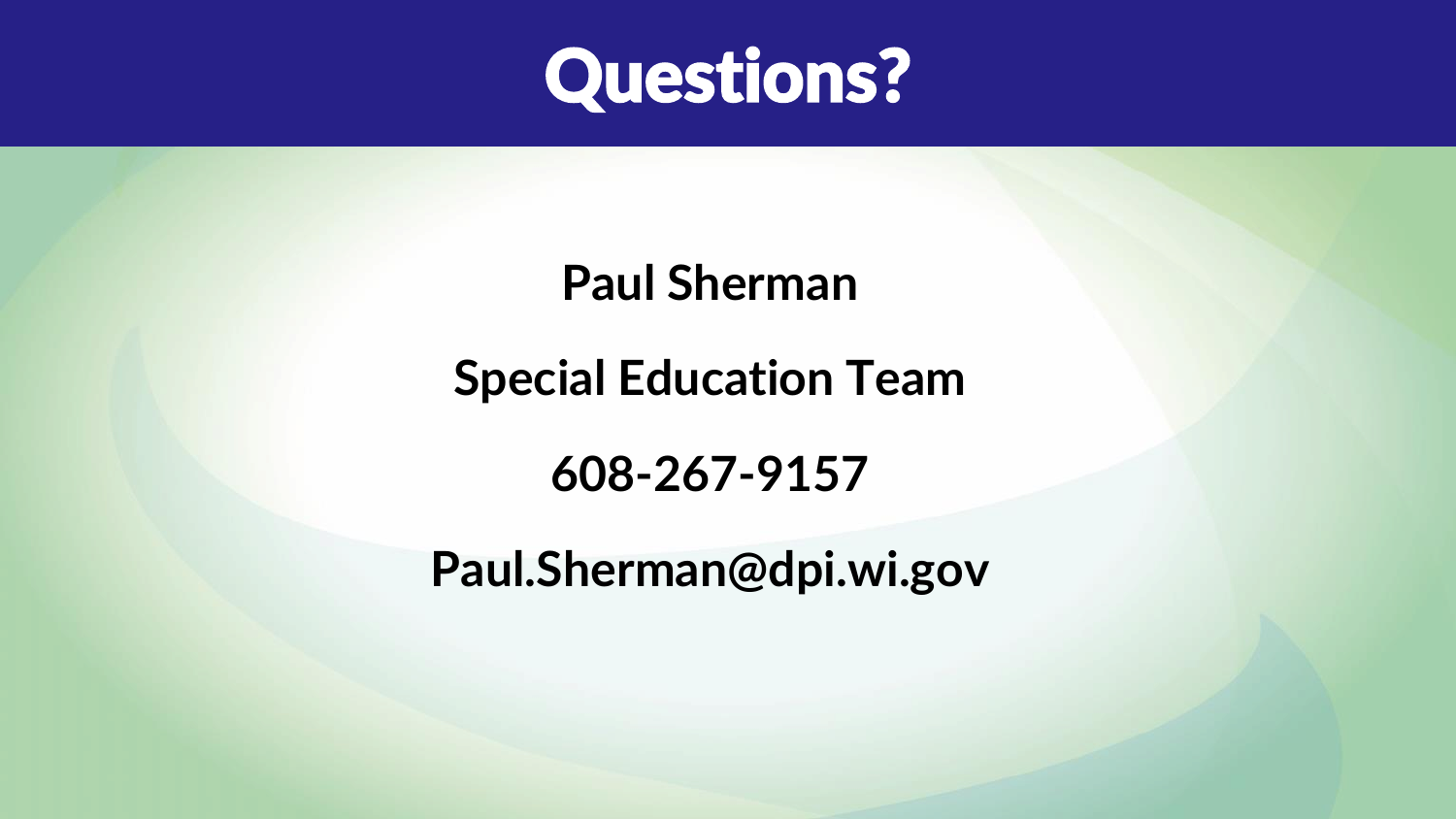# Questions?

**Paul Sherman**

**Special Education Team**

**608-267-9157**

**Paul.Sherman@dpi.wi.gov**